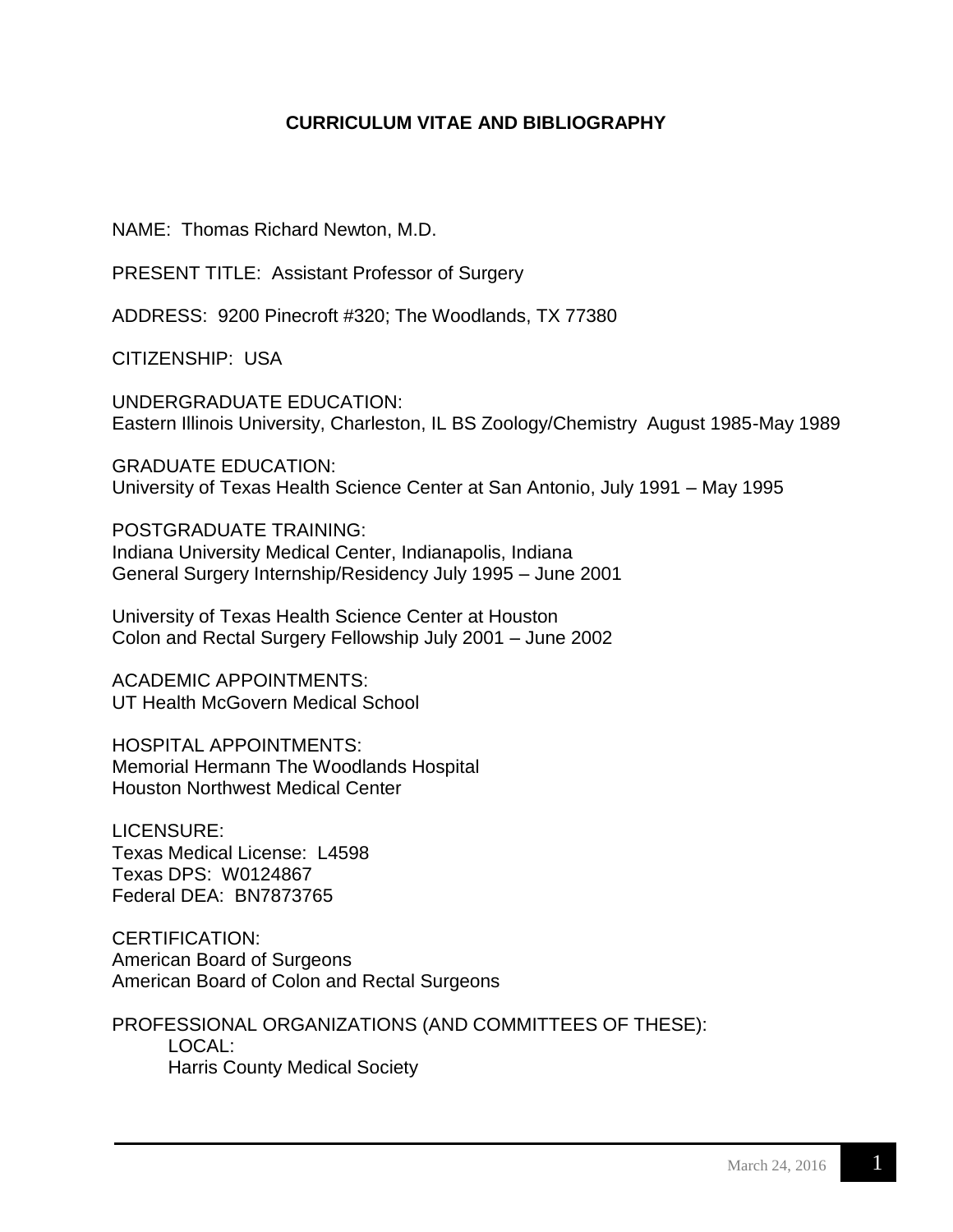# CURRICULUM VITAE AND BIBLIOGRAPHY

NAME: Thomas Richard Newton, M.D.

PRESENT TITLE: Assistant Professor of Surgery

ADDRESS: 9200 Pinecroft #320; The Woodlands, TX 77380

CITIZENSHIP: USA

UNDERGRADUATE EDUCATION:
Eastern Illinois University, Charleston, IL BS Zoology/Chemistry August 1985-May 1989

GRADUATE EDUCATION:
University of Texas Health Science Center at San Antonio, July 1991 – May 1995

POSTGRADUATE TRAINING:
Indiana University Medical Center, Indianapolis, Indiana
General Surgery Internship/Residency July 1995 – June 2001

University of Texas Health Science Center at Houston
Colon and Rectal Surgery Fellowship July 2001 – June 2002

ACADEMIC APPOINTMENTS:
UT Health McGovern Medical School

HOSPITAL APPOINTMENTS:
Memorial Hermann The Woodlands Hospital
Houston Northwest Medical Center

LICENSURE:
Texas Medical License: L4598
Texas DPS: W0124867
Federal DEA: BN7873765

CERTIFICATION:
American Board of Surgeons
American Board of Colon and Rectal Surgeons

PROFESSIONAL ORGANIZATIONS (AND COMMITTEES OF THESE):

LOCAL:
Harris County Medical Society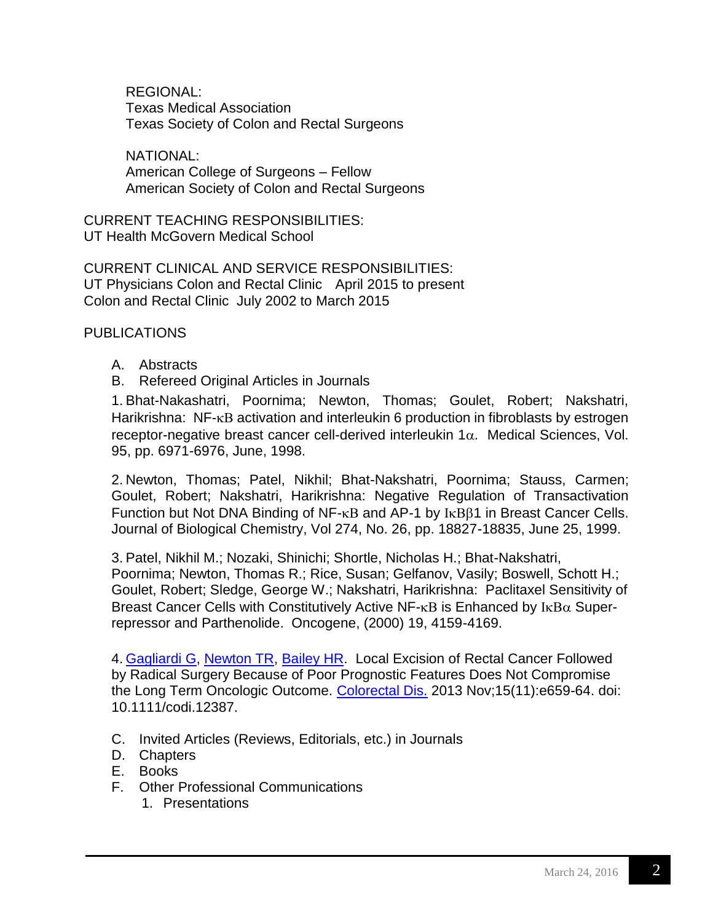REGIONAL:
Texas Medical Association
Texas Society of Colon and Rectal Surgeons

NATIONAL:
American College of Surgeons – Fellow
American Society of Colon and Rectal Surgeons

CURRENT TEACHING RESPONSIBILITIES:
UT Health McGovern Medical School

CURRENT CLINICAL AND SERVICE RESPONSIBILITIES:
UT Physicians Colon and Rectal Clinic April 2015 to present
Colon and Rectal Clinic July 2002 to March 2015

PUBLICATIONS

A. Abstracts
B. Refereed Original Articles in Journals

1. Bhat-Nakashatri, Poornima; Newton, Thomas; Goulet, Robert; Nakshatri, Harikrishna: NF-κB activation and interleukin 6 production in fibroblasts by estrogen receptor-negative breast cancer cell-derived interleukin 1α. Medical Sciences, Vol. 95, pp. 6971-6976, June, 1998.

2. Newton, Thomas; Patel, Nikhil; Bhat-Nakshatri, Poornima; Stauss, Carmen; Goulet, Robert; Nakshatri, Harikrishna: Negative Regulation of Transactivation Function but Not DNA Binding of NF-κB and AP-1 by IκBβ1 in Breast Cancer Cells. Journal of Biological Chemistry, Vol 274, No. 26, pp. 18827-18835, June 25, 1999.

3. Patel, Nikhil M.; Nozaki, Shinichi; Shortle, Nicholas H.; Bhat-Nakshatri, Poornima; Newton, Thomas R.; Rice, Susan; Gelfanov, Vasily; Boswell, Schott H.; Goulet, Robert; Sledge, George W.; Nakshatri, Harikrishna: Paclitaxel Sensitivity of Breast Cancer Cells with Constitutively Active NF-κB is Enhanced by IκBα Super-repressor and Parthenolide. Oncogene, (2000) 19, 4159-4169.

4. Gagliardi G, Newton TR, Bailey HR. Local Excision of Rectal Cancer Followed by Radical Surgery Because of Poor Prognostic Features Does Not Compromise the Long Term Oncologic Outcome. Colorectal Dis. 2013 Nov;15(11):e659-64. doi: 10.1111/codi.12387.

C. Invited Articles (Reviews, Editorials, etc.) in Journals
D. Chapters
E. Books
F. Other Professional Communications
   1. Presentations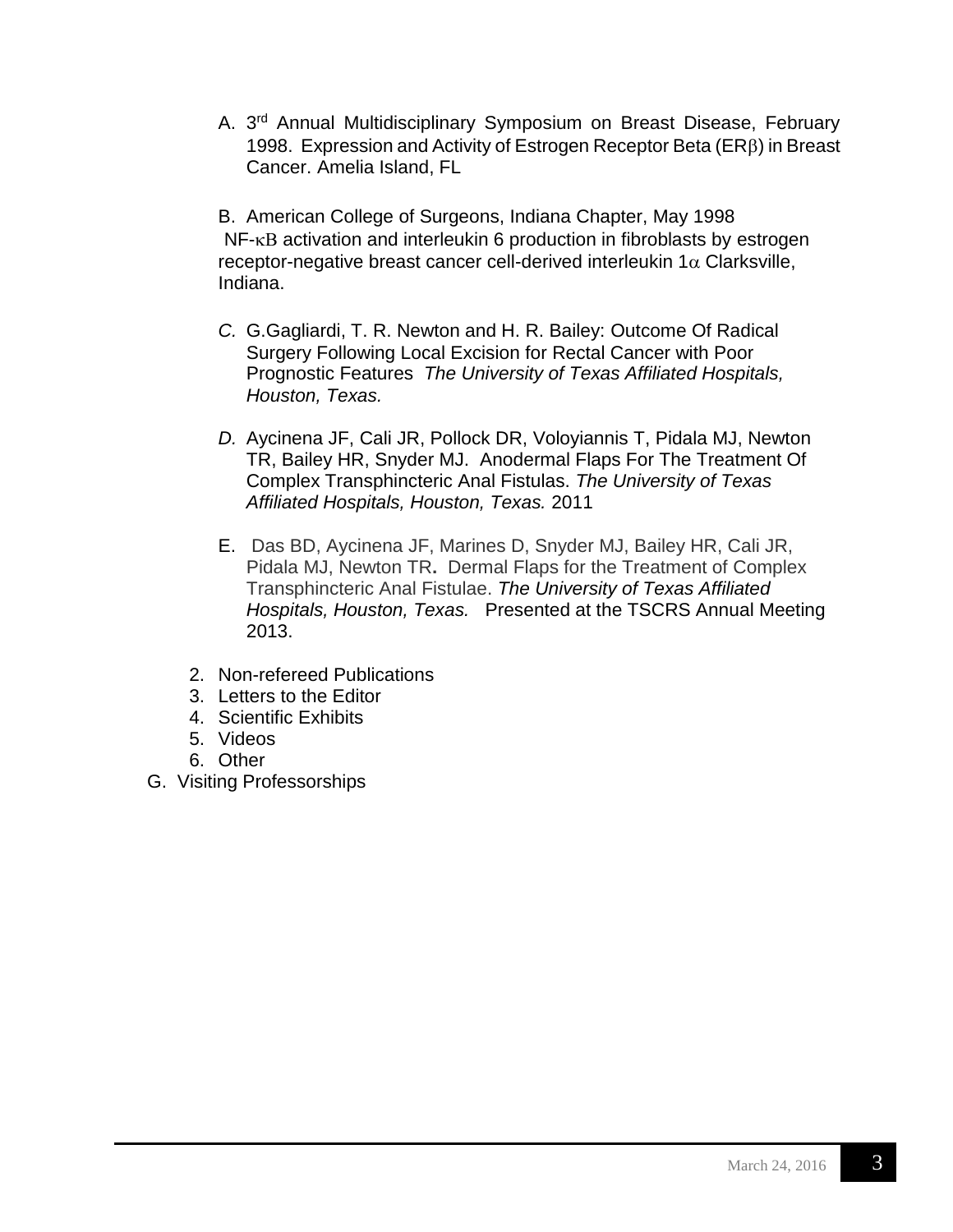A. 3rd Annual Multidisciplinary Symposium on Breast Disease, February 1998. Expression and Activity of Estrogen Receptor Beta (ERβ) in Breast Cancer. Amelia Island, FL

B. American College of Surgeons, Indiana Chapter, May 1998
NF-κB activation and interleukin 6 production in fibroblasts by estrogen receptor-negative breast cancer cell-derived interleukin 1α Clarksville, Indiana.

*C.* G.Gagliardi, T. R. Newton and H. R. Bailey: Outcome Of Radical Surgery Following Local Excision for Rectal Cancer with Poor Prognostic Features *The University of Texas Affiliated Hospitals, Houston, Texas.*

*D.* Aycinena JF, Cali JR, Pollock DR, Voloyiannis T, Pidala MJ, Newton TR, Bailey HR, Snyder MJ. Anodermal Flaps For The Treatment Of Complex Transphincteric Anal Fistulas. *The University of Texas Affiliated Hospitals, Houston, Texas.* 2011

E. Das BD, Aycinena JF, Marines D, Snyder MJ, Bailey HR, Cali JR, Pidala MJ, Newton TR**.** Dermal Flaps for the Treatment of Complex Transphincteric Anal Fistulae. *The University of Texas Affiliated Hospitals, Houston, Texas.* Presented at the TSCRS Annual Meeting 2013.

2. Non-refereed Publications
3. Letters to the Editor
4. Scientific Exhibits
5. Videos
6. Other

G. Visiting Professorships